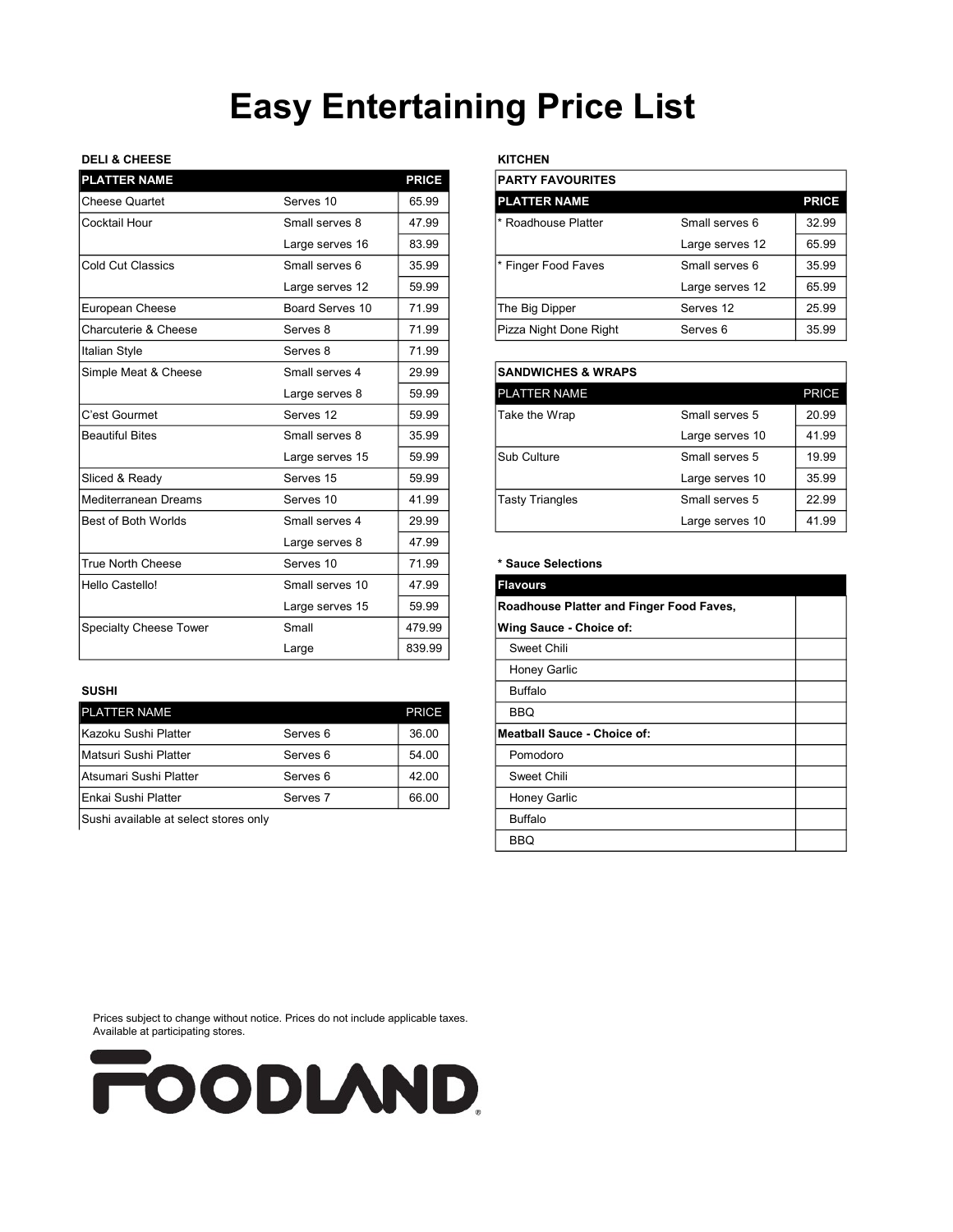# Easy Entertaining Price List

**DELI & CHEESE**

| PLATTER NAME | | PRICE |
|---|---|---|
| Cheese Quartet | Serves 10 | 65.99 |
| Cocktail Hour | Small serves 8 | 47.99 |
| | Large serves 16 | 83.99 |
| Cold Cut Classics | Small serves 6 | 35.99 |
| | Large serves 12 | 59.99 |
| European Cheese | Board Serves 10 | 71.99 |
| Charcuterie & Cheese | Serves 8 | 71.99 |
| Italian Style | Serves 8 | 71.99 |
| Simple Meat & Cheese | Small serves 4 | 29.99 |
| | Large serves 8 | 59.99 |
| C'est Gourmet | Serves 12 | 59.99 |
| Beautiful Bites | Small serves 8 | 35.99 |
| | Large serves 15 | 59.99 |
| Sliced & Ready | Serves 15 | 59.99 |
| Mediterranean Dreams | Serves 10 | 41.99 |
| Best of Both Worlds | Small serves 4 | 29.99 |
| | Large serves 8 | 47.99 |
| True North Cheese | Serves 10 | 71.99 |
| Hello Castello! | Small serves 10 | 47.99 |
| | Large serves 15 | 59.99 |
| Specialty Cheese Tower | Small | 479.99 |
| | Large | 839.99 |

**SUSHI**

| PLATTER NAME | | PRICE |
|---|---|---|
| Kazoku Sushi Platter | Serves 6 | 36.00 |
| Matsuri Sushi Platter | Serves 6 | 54.00 |
| Atsumari Sushi Platter | Serves 6 | 42.00 |
| Enkai Sushi Platter | Serves 7 | 66.00 |

Sushi available at select stores only

**KITCHEN**

**PARTY FAVOURITES**

| PLATTER NAME | | PRICE |
|---|---|---|
| * Roadhouse Platter | Small serves 6 | 32.99 |
| | Large serves 12 | 65.99 |
| * Finger Food Faves | Small serves 6 | 35.99 |
| | Large serves 12 | 65.99 |
| The Big Dipper | Serves 12 | 25.99 |
| Pizza Night Done Right | Serves 6 | 35.99 |

**SANDWICHES & WRAPS**

| PLATTER NAME | | PRICE |
|---|---|---|
| Take the Wrap | Small serves 5 | 20.99 |
| | Large serves 10 | 41.99 |
| Sub Culture | Small serves 5 | 19.99 |
| | Large serves 10 | 35.99 |
| Tasty Triangles | Small serves 5 | 22.99 |
| | Large serves 10 | 41.99 |

**\* Sauce Selections**

| Flavours | |
|---|---|
| **Roadhouse Platter and Finger Food Faves, Wing Sauce - Choice of:** | |
| Sweet Chili | |
| Honey Garlic | |
| Buffalo | |
| BBQ | |
| **Meatball Sauce - Choice of:** | |
| Pomodoro | |
| Sweet Chili | |
| Honey Garlic | |
| Buffalo | |
| BBQ | |

Prices subject to change without notice. Prices do not include applicable taxes.
Available at participating stores.

FOODLAND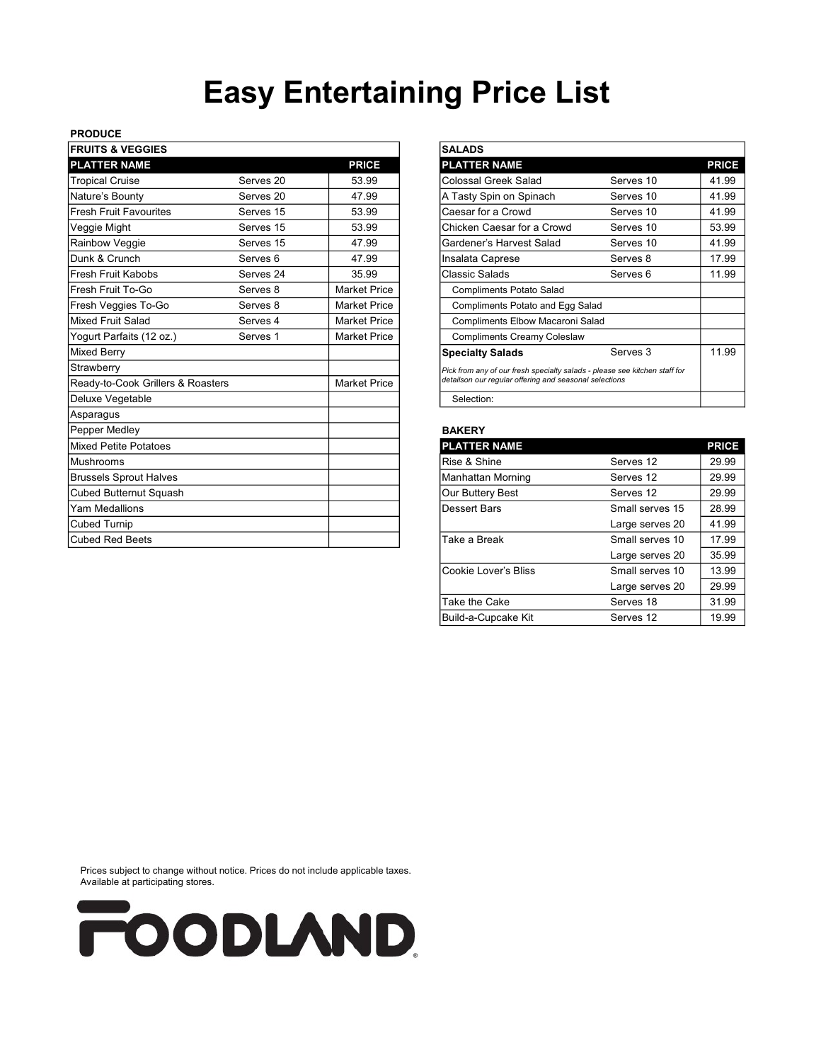# Easy Entertaining Price List

**PRODUCE**

| FRUITS & VEGGIES | | |
|---|---|---|
| **PLATTER NAME** | | **PRICE** |
| Tropical Cruise | Serves 20 | 53.99 |
| Nature's Bounty | Serves 20 | 47.99 |
| Fresh Fruit Favourites | Serves 15 | 53.99 |
| Veggie Might | Serves 15 | 53.99 |
| Rainbow Veggie | Serves 15 | 47.99 |
| Dunk & Crunch | Serves 6 | 47.99 |
| Fresh Fruit Kabobs | Serves 24 | 35.99 |
| Fresh Fruit To-Go | Serves 8 | Market Price |
| Fresh Veggies To-Go | Serves 8 | Market Price |
| Mixed Fruit Salad | Serves 4 | Market Price |
| Yogurt Parfaits (12 oz.) | Serves 1 | Market Price |
| Mixed Berry | | |
| Strawberry | | |
| Ready-to-Cook Grillers & Roasters | | Market Price |
| Deluxe Vegetable | | |
| Asparagus | | |
| Pepper Medley | | |
| Mixed Petite Potatoes | | |
| Mushrooms | | |
| Brussels Sprout Halves | | |
| Cubed Butternut Squash | | |
| Yam Medallions | | |
| Cubed Turnip | | |
| Cubed Red Beets | | |

| SALADS | | |
|---|---|---|
| **PLATTER NAME** | | **PRICE** |
| Colossal Greek Salad | Serves 10 | 41.99 |
| A Tasty Spin on Spinach | Serves 10 | 41.99 |
| Caesar for a Crowd | Serves 10 | 41.99 |
| Chicken Caesar for a Crowd | Serves 10 | 53.99 |
| Gardener's Harvest Salad | Serves 10 | 41.99 |
| Insalata Caprese | Serves 8 | 17.99 |
| Classic Salads | Serves 6 | 11.99 |
| Compliments Potato Salad | | |
| Compliments Potato and Egg Salad | | |
| Compliments Elbow Macaroni Salad | | |
| Compliments Creamy Coleslaw | | |
| **Specialty Salads** *Pick from any of our fresh specialty salads - please see kitchen staff for detailson our regular offering and seasonal selections* | Serves 3 | 11.99 |
| Selection: | | |

**BAKERY**

| **PLATTER NAME** | | **PRICE** |
|---|---|---|
| Rise & Shine | Serves 12 | 29.99 |
| Manhattan Morning | Serves 12 | 29.99 |
| Our Buttery Best | Serves 12 | 29.99 |
| Dessert Bars | Small serves 15 | 28.99 |
| | Large serves 20 | 41.99 |
| Take a Break | Small serves 10 | 17.99 |
| | Large serves 20 | 35.99 |
| Cookie Lover's Bliss | Small serves 10 | 13.99 |
| | Large serves 20 | 29.99 |
| Take the Cake | Serves 18 | 31.99 |
| Build-a-Cupcake Kit | Serves 12 | 19.99 |

Prices subject to change without notice. Prices do not include applicable taxes.
Available at participating stores.

FOODLAND